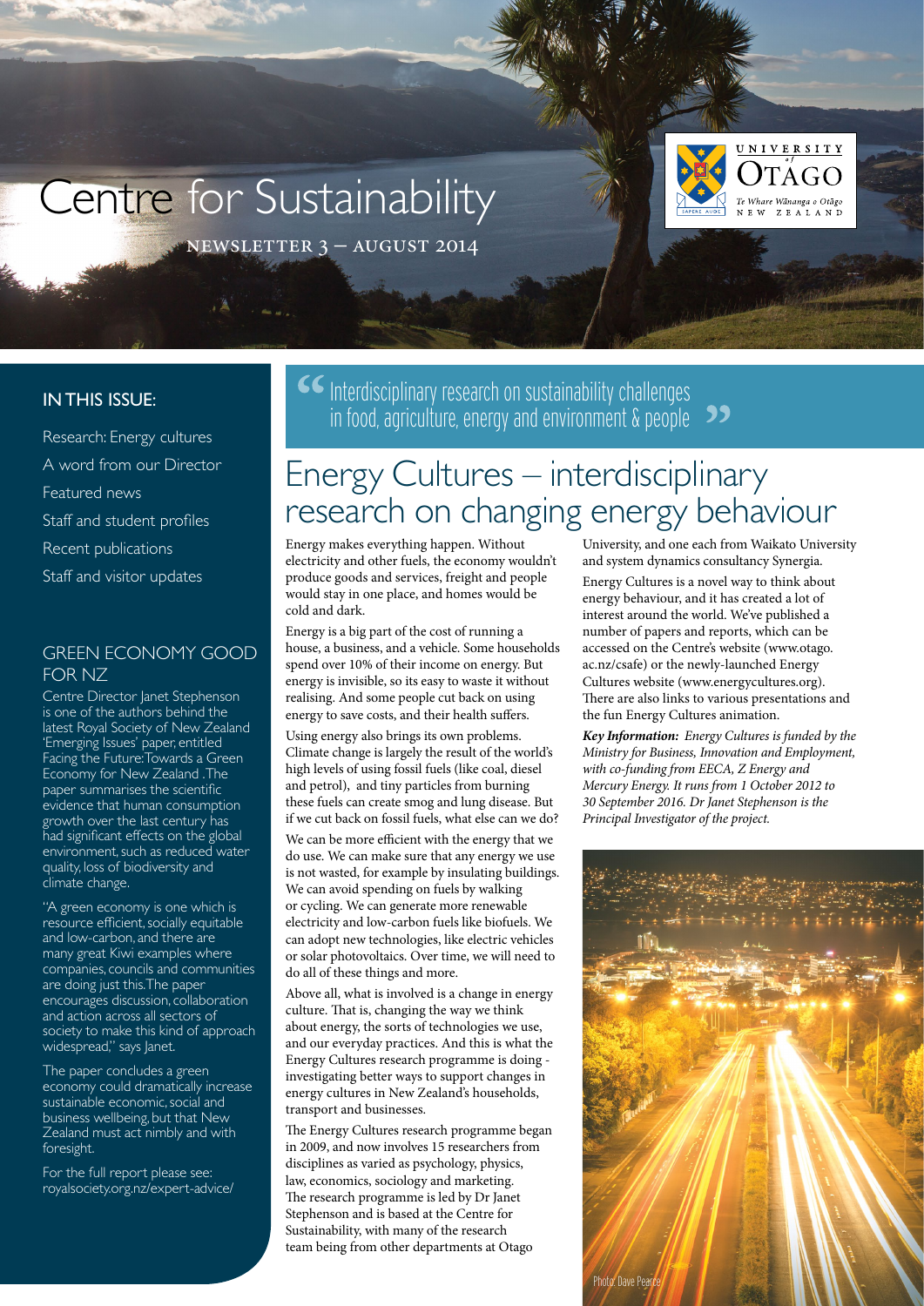# Centre for Sustainability

NEWSLETTER 3 – AUGUST 2014

UNIVERSITY of OTAGO
Te Whare Wānanga o Otāgo
NEW ZEALAND

## IN THIS ISSUE:

- Research: Energy cultures
- A word from our Director
- Featured news
- Staff and student profiles
- Recent publications
- Staff and visitor updates

## GREEN ECONOMY GOOD FOR NZ

Centre Director Janet Stephenson is one of the authors behind the latest Royal Society of New Zealand 'Emerging Issues' paper, entitled Facing the Future: Towards a Green Economy for New Zealand. The paper summarises the scientific evidence that human consumption growth over the last century has had significant effects on the global environment, such as reduced water quality, loss of biodiversity and climate change.

"A green economy is one which is resource efficient, socially equitable and low-carbon, and there are many great Kiwi examples where companies, councils and communities are doing just this. The paper encourages discussion, collaboration and action across all sectors of society to make this kind of approach widespread," says Janet.

The paper concludes a green economy could dramatically increase sustainable economic, social and business wellbeing, but that New Zealand must act nimbly and with foresight.

For the full report please see: royalsociety.org.nz/expert-advice/

> "Interdisciplinary research on sustainability challenges in food, agriculture, energy and environment & people"

# Energy Cultures – interdisciplinary research on changing energy behaviour

Energy makes everything happen. Without electricity and other fuels, the economy wouldn't produce goods and services, freight and people would stay in one place, and homes would be cold and dark.

Energy is a big part of the cost of running a house, a business, and a vehicle. Some households spend over 10% of their income on energy. But energy is invisible, so its easy to waste it without realising. And some people cut back on using energy to save costs, and their health suffers.

Using energy also brings its own problems. Climate change is largely the result of the world's high levels of using fossil fuels (like coal, diesel and petrol), and tiny particles from burning these fuels can create smog and lung disease. But if we cut back on fossil fuels, what else can we do?

We can be more efficient with the energy that we do use. We can make sure that any energy we use is not wasted, for example by insulating buildings. We can avoid spending on fuels by walking or cycling. We can generate more renewable electricity and low-carbon fuels like biofuels. We can adopt new technologies, like electric vehicles or solar photovoltaics. Over time, we will need to do all of these things and more.

Above all, what is involved is a change in energy culture. That is, changing the way we think about energy, the sorts of technologies we use, and our everyday practices. And this is what the Energy Cultures research programme is doing - investigating better ways to support changes in energy cultures in New Zealand's households, transport and businesses.

The Energy Cultures research programme began in 2009, and now involves 15 researchers from disciplines as varied as psychology, physics, law, economics, sociology and marketing. The research programme is led by Dr Janet Stephenson and is based at the Centre for Sustainability, with many of the research team being from other departments at Otago University, and one each from Waikato University and system dynamics consultancy Synergia.

Energy Cultures is a novel way to think about energy behaviour, and it has created a lot of interest around the world. We've published a number of papers and reports, which can be accessed on the Centre's website (www.otago.ac.nz/csafe) or the newly-launched Energy Cultures website (www.energycultures.org). There are also links to various presentations and the the fun Energy Cultures animation.

***Key Information:*** *Energy Cultures is funded by the Ministry for Business, Innovation and Employment, with co-funding from EECA, Z Energy and Mercury Energy. It runs from 1 October 2012 to 30 September 2016. Dr Janet Stephenson is the Principal Investigator of the project.*

Photo: Dave Pearce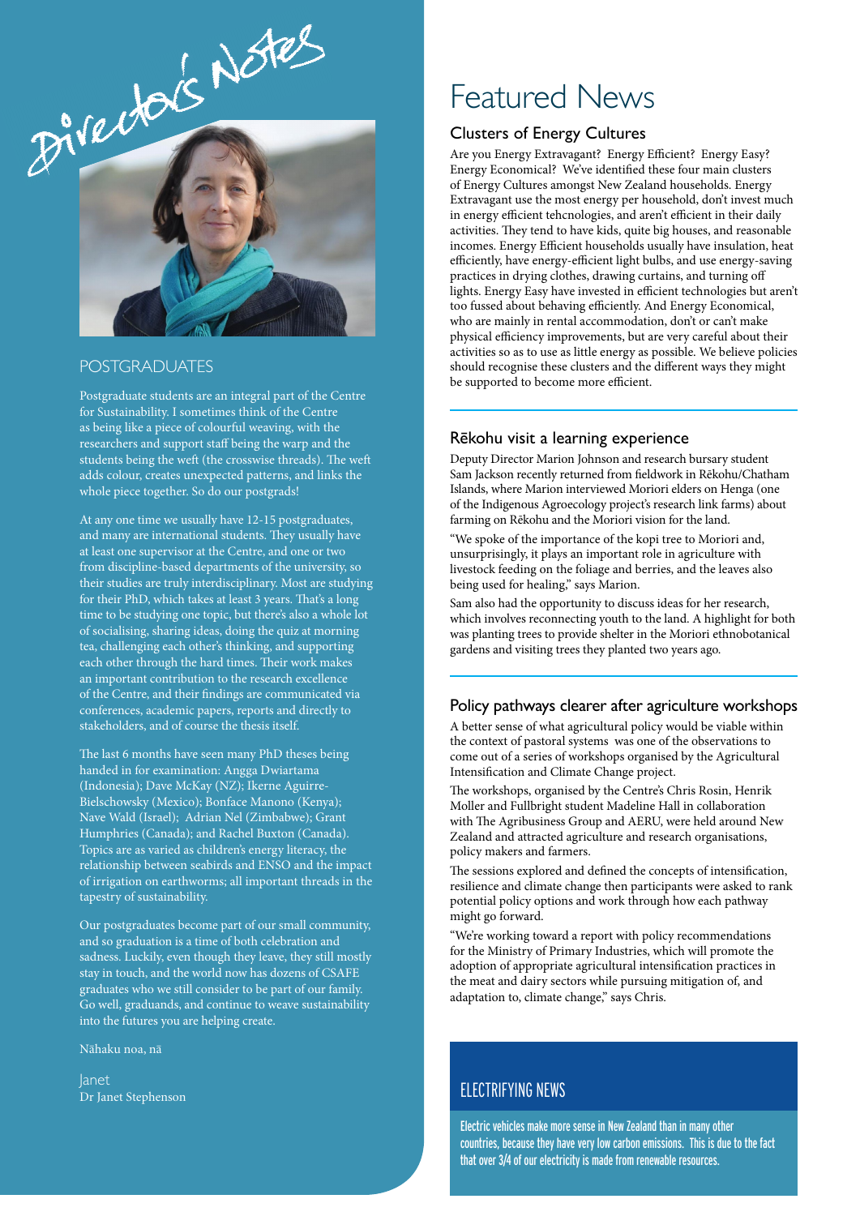# Director's Notes

## POSTGRADUATES

Postgraduate students are an integral part of the Centre for Sustainability. I sometimes think of the Centre as being like a piece of colourful weaving, with the researchers and support staff being the warp and the students being the weft (the crosswise threads). The weft adds colour, creates unexpected patterns, and links the whole piece together. So do our postgrads!

At any one time we usually have 12-15 postgraduates, and many are international students. They usually have at least one supervisor at the Centre, and one or two from discipline-based departments of the university, so their studies are truly interdisciplinary. Most are studying for their PhD, which takes at least 3 years. That's a long time to be studying one topic, but there's also a whole lot of socialising, sharing ideas, doing the quiz at morning tea, challenging each other's thinking, and supporting each other through the hard times. Their work makes an important contribution to the research excellence of the Centre, and their findings are communicated via conferences, academic papers, reports and directly to stakeholders, and of course the thesis itself.

The last 6 months have seen many PhD theses being handed in for examination: Angga Dwiartama (Indonesia); Dave McKay (NZ); Ikerne Aguirre-Bielschowsky (Mexico); Bonface Manono (Kenya); Nave Wald (Israel); Adrian Nel (Zimbabwe); Grant Humphries (Canada); and Rachel Buxton (Canada). Topics are as varied as children's energy literacy, the relationship between seabirds and ENSO and the impact of irrigation on earthworms; all important threads in the tapestry of sustainability.

Our postgraduates become part of our small community, and so graduation is a time of both celebration and sadness. Luckily, even though they leave, they still mostly stay in touch, and the world now has dozens of CSAFE graduates who we still consider to be part of our family. Go well, graduands, and continue to weave sustainability into the futures you are helping create.

Nāhaku noa, nā

Janet
Dr Janet Stephenson

# Featured News

## Clusters of Energy Cultures

Are you Energy Extravagant? Energy Efficient? Energy Easy? Energy Economical? We've identified these four main clusters of Energy Cultures amongst New Zealand households. Energy Extravagant use the most energy per household, don't invest much in energy efficient tehcnologies, and aren't efficient in their daily activities. They tend to have kids, quite big houses, and reasonable incomes. Energy Efficient households usually have insulation, heat efficiently, have energy-efficient light bulbs, and use energy-saving practices in drying clothes, drawing curtains, and turning off lights. Energy Easy have invested in efficient technologies but aren't too fussed about behaving efficiently. And Energy Economical, who are mainly in rental accommodation, don't or can't make physical efficiency improvements, but are very careful about their activities so as to use as little energy as possible. We believe policies should recognise these clusters and the different ways they might be supported to become more efficient.

## Rēkohu visit a learning experience

Deputy Director Marion Johnson and research bursary student Sam Jackson recently returned from fieldwork in Rēkohu/Chatham Islands, where Marion interviewed Moriori elders on Henga (one of the Indigenous Agroecology project's research link farms) about farming on Rēkohu and the Moriori vision for the land.

"We spoke of the importance of the kopi tree to Moriori and, unsurprisingly, it plays an important role in agriculture with livestock feeding on the foliage and berries, and the leaves also being used for healing," says Marion.

Sam also had the opportunity to discuss ideas for her research, which involves reconnecting youth to the land. A highlight for both was planting trees to provide shelter in the Moriori ethnobotanical gardens and visiting trees they planted two years ago.

## Policy pathways clearer after agriculture workshops

A better sense of what agricultural policy would be viable within the context of pastoral systems was one of the observations to come out of a series of workshops organised by the Agricultural Intensification and Climate Change project.

The workshops, organised by the Centre's Chris Rosin, Henrik Moller and Fullbright student Madeline Hall in collaboration with The Agribusiness Group and AERU, were held around New Zealand and attracted agriculture and research organisations, policy makers and farmers.

The sessions explored and defined the concepts of intensification, resilience and climate change then participants were asked to rank potential policy options and work through how each pathway might go forward.

"We're working toward a report with policy recommendations for the Ministry of Primary Industries, which will promote the adoption of appropriate agricultural intensification practices in the meat and dairy sectors while pursuing mitigation of, and adaptation to, climate change," says Chris.

## ELECTRIFYING NEWS

Electric vehicles make more sense in New Zealand than in many other countries, because they have very low carbon emissions. This is due to the fact that over 3/4 of our electricity is made from renewable resources.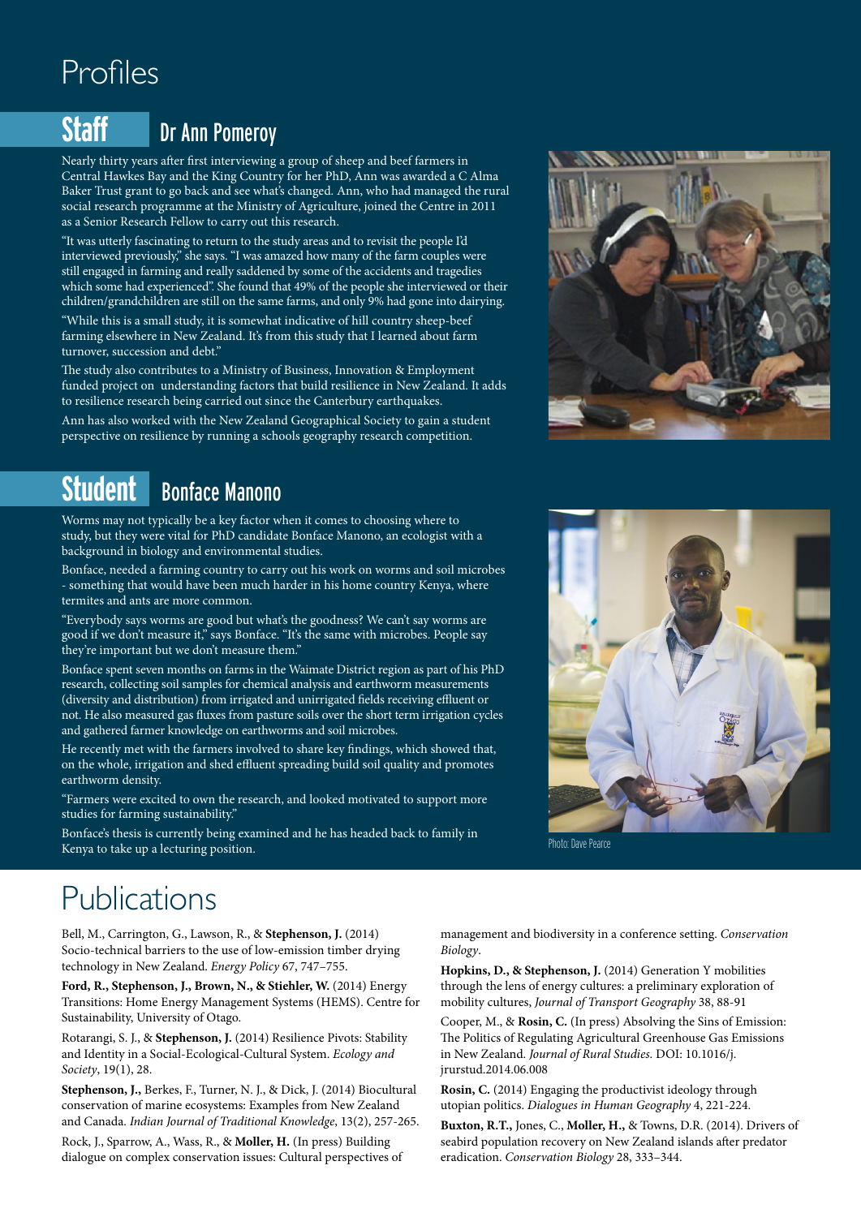# Profiles

## Staff Dr Ann Pomeroy

Nearly thirty years after first interviewing a group of sheep and beef farmers in Central Hawkes Bay and the King Country for her PhD, Ann was awarded a C Alma Baker Trust grant to go back and see what's changed. Ann, who had managed the rural social research programme at the Ministry of Agriculture, joined the Centre in 2011 as a Senior Research Fellow to carry out this research.

"It was utterly fascinating to return to the study areas and to revisit the people I'd interviewed previously," she says. "I was amazed how many of the farm couples were still engaged in farming and really saddened by some of the accidents and tragedies which some had experienced". She found that 49% of the people she interviewed or their children/grandchildren are still on the same farms, and only 9% had gone into dairying.

"While this is a small study, it is somewhat indicative of hill country sheep-beef farming elsewhere in New Zealand. It's from this study that I learned about farm turnover, succession and debt."

The study also contributes to a Ministry of Business, Innovation & Employment funded project on understanding factors that build resilience in New Zealand. It adds to resilience research being carried out since the Canterbury earthquakes.

Ann has also worked with the New Zealand Geographical Society to gain a student perspective on resilience by running a schools geography research competition.

## Student Bonface Manono

Worms may not typically be a key factor when it comes to choosing where to study, but they were vital for PhD candidate Bonface Manono, an ecologist with a background in biology and environmental studies.

Bonface, needed a farming country to carry out his work on worms and soil microbes - something that would have been much harder in his home country Kenya, where termites and ants are more common.

"Everybody says worms are good but what's the goodness? We can't say worms are good if we don't measure it," says Bonface. "It's the same with microbes. People say they're important but we don't measure them."

Bonface spent seven months on farms in the Waimate District region as part of his PhD research, collecting soil samples for chemical analysis and earthworm measurements (diversity and distribution) from irrigated and unirrigated fields receiving effluent or not. He also measured gas fluxes from pasture soils over the short term irrigation cycles and gathered farmer knowledge on earthworms and soil microbes.

He recently met with the farmers involved to share key findings, which showed that, on the whole, irrigation and shed effluent spreading build soil quality and promotes earthworm density.

"Farmers were excited to own the research, and looked motivated to support more studies for farming sustainability."

Bonface's thesis is currently being examined and he has headed back to family in Kenya to take up a lecturing position.

Photo: Dave Pearce

# Publications

Bell, M., Carrington, G., Lawson, R., & **Stephenson, J.** (2014) Socio-technical barriers to the use of low-emission timber drying technology in New Zealand. *Energy Policy* 67, 747–755.

**Ford, R., Stephenson, J., Brown, N., & Stiehler, W.** (2014) Energy Transitions: Home Energy Management Systems (HEMS). Centre for Sustainability, University of Otago.

Rotarangi, S. J., & **Stephenson, J.** (2014) Resilience Pivots: Stability and Identity in a Social-Ecological-Cultural System. *Ecology and Society*, 19(1), 28.

**Stephenson, J.,** Berkes, F., Turner, N. J., & Dick, J. (2014) Biocultural conservation of marine ecosystems: Examples from New Zealand and Canada. *Indian Journal of Traditional Knowledge*, 13(2), 257-265.

Rock, J., Sparrow, A., Wass, R., & **Moller, H.** (In press) Building dialogue on complex conservation issues: Cultural perspectives of management and biodiversity in a conference setting. *Conservation Biology*.

**Hopkins, D., & Stephenson, J.** (2014) Generation Y mobilities through the lens of energy cultures: a preliminary exploration of mobility cultures, *Journal of Transport Geography* 38, 88-91

Cooper, M., & **Rosin, C.** (In press) Absolving the Sins of Emission: The Politics of Regulating Agricultural Greenhouse Gas Emissions in New Zealand. *Journal of Rural Studies*. DOI: 10.1016/j.jrurstud.2014.06.008

**Rosin, C.** (2014) Engaging the productivist ideology through utopian politics. *Dialogues in Human Geography* 4, 221-224.

**Buxton, R.T.,** Jones, C., **Moller, H.,** & Towns, D.R. (2014). Drivers of seabird population recovery on New Zealand islands after predator eradication. *Conservation Biology* 28, 333–344.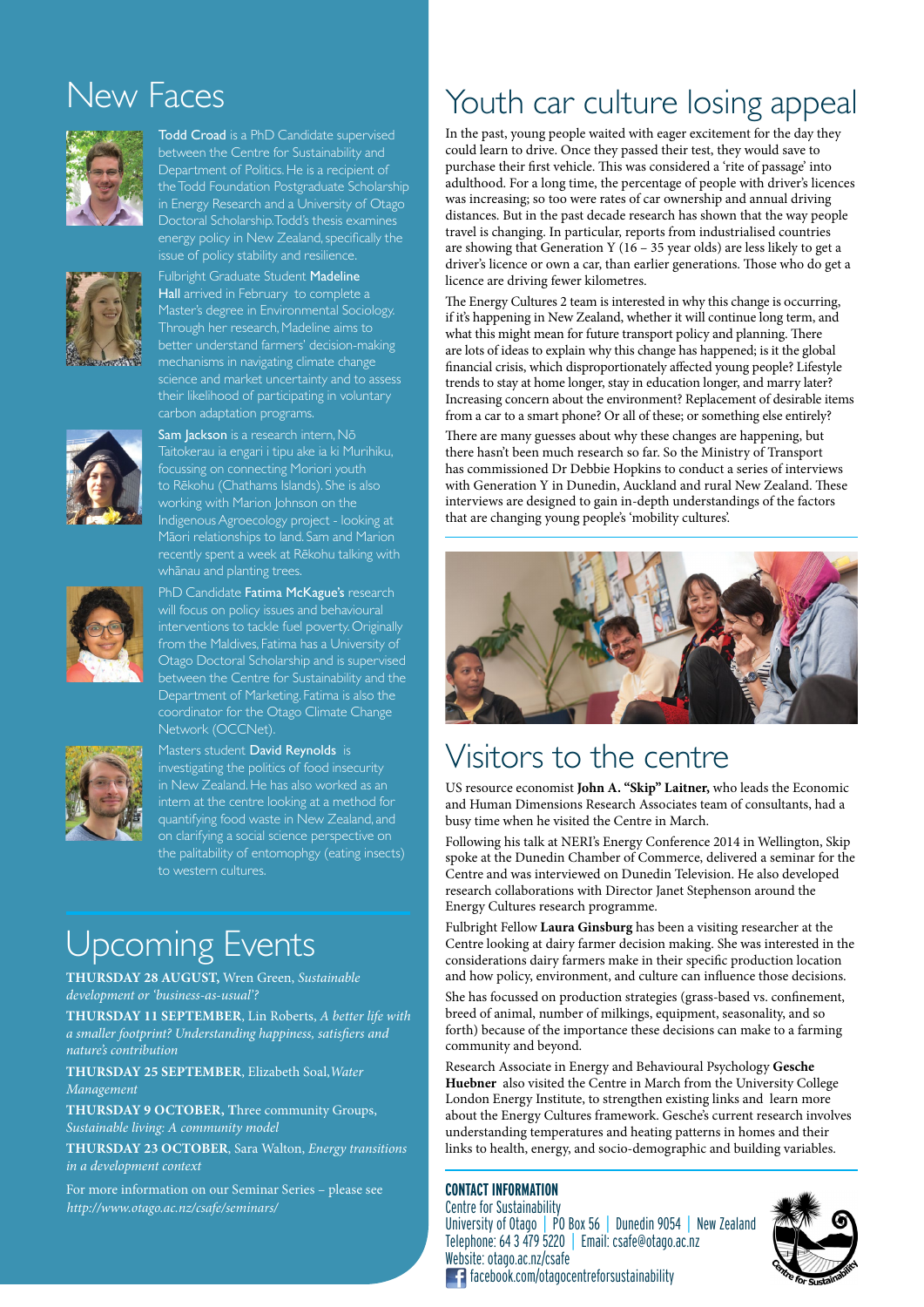# New Faces

**Todd Croad** is a PhD Candidate supervised between the Centre for Sustainability and Department of Politics. He is a recipient of the Todd Foundation Postgraduate Scholarship in Energy Research and a University of Otago Doctoral Scholarship. Todd's thesis examines energy policy in New Zealand, specifically the issue of policy stability and resilience.

Fulbright Graduate Student **Madeline Hall** arrived in February to complete a Master's degree in Environmental Sociology. Through her research, Madeline aims to better understand farmers' decision-making mechanisms in navigating climate change science and market uncertainty and to assess their likelihood of participating in voluntary carbon adaptation programs.

**Sam Jackson** is a research intern, Nō Taitokerau ia engari i tipu ake ia ki Murihiku, focussing on connecting Moriori youth to Rēkohu (Chathams Islands). She is also working with Marion Johnson on the Indigenous Agroecology project - looking at Māori relationships to land. Sam and Marion recently spent a week at Rēkohu talking with whānau and planting trees.

PhD Candidate **Fatima McKague's** research will focus on policy issues and behavioural interventions to tackle fuel poverty. Originally from the Maldives, Fatima has a University of Otago Doctoral Scholarship and is supervised between the Centre for Sustainability and the Department of Marketing. Fatima is also the coordinator for the Otago Climate Change Network (OCCNet).

Masters student **David Reynolds** is investigating the politics of food insecurity in New Zealand. He has also worked as an intern at the centre looking at a method for quantifying food waste in New Zealand, and on clarifying a social science perspective on the palitability of entomophgy (eating insects) to western cultures.

# Upcoming Events

**THURSDAY 28 AUGUST,** Wren Green, *Sustainable development or 'business-as-usual'?*

**THURSDAY 11 SEPTEMBER**, Lin Roberts, *A better life with a smaller footprint? Understanding happiness, satisfiers and nature's contribution*

**THURSDAY 25 SEPTEMBER**, Elizabeth Soal, *Water Management*

**THURSDAY 9 OCTOBER, T**hree community Groups, *Sustainable living: A community model*

**THURSDAY 23 OCTOBER**, Sara Walton, *Energy transitions in a development context*

For more information on our Seminar Series – please see *http://www.otago.ac.nz/csafe/seminars/*

# Youth car culture losing appeal

In the past, young people waited with eager excitement for the day they could learn to drive. Once they passed their test, they would save to purchase their first vehicle. This was considered a 'rite of passage' into adulthood. For a long time, the percentage of people with driver's licences was increasing; so too were rates of car ownership and annual driving distances. But in the past decade research has shown that the way people travel is changing. In particular, reports from industrialised countries are showing that Generation Y (16 – 35 year olds) are less likely to get a driver's licence or own a car, than earlier generations. Those who do get a licence are driving fewer kilometres.

The Energy Cultures 2 team is interested in why this change is occurring, if it's happening in New Zealand, whether it will continue long term, and what this might mean for future transport policy and planning. There are lots of ideas to explain why this change has happened; is it the global financial crisis, which disproportionately affected young people? Lifestyle trends to stay at home longer, stay in education longer, and marry later? Increasing concern about the environment? Replacement of desirable items from a car to a smart phone? Or all of these; or something else entirely?

There are many guesses about why these changes are happening, but there hasn't been much research so far. So the Ministry of Transport has commissioned Dr Debbie Hopkins to conduct a series of interviews with Generation Y in Dunedin, Auckland and rural New Zealand. These interviews are designed to gain in-depth understandings of the factors that are changing young people's 'mobility cultures'.

# Visitors to the centre

US resource economist **John A. "Skip" Laitner,** who leads the Economic and Human Dimensions Research Associates team of consultants, had a busy time when he visited the Centre in March.

Following his talk at NERI's Energy Conference 2014 in Wellington, Skip spoke at the Dunedin Chamber of Commerce, delivered a seminar for the Centre and was interviewed on Dunedin Television. He also developed research collaborations with Director Janet Stephenson around the Energy Cultures research programme.

Fulbright Fellow **Laura Ginsburg** has been a visiting researcher at the Centre looking at dairy farmer decision making. She was interested in the considerations dairy farmers make in their specific production location and how policy, environment, and culture can influence those decisions.

She has focussed on production strategies (grass-based vs. confinement, breed of animal, number of milkings, equipment, seasonality, and so forth) because of the importance these decisions can make to a farming community and beyond.

Research Associate in Energy and Behavioural Psychology **Gesche Huebner** also visited the Centre in March from the University College London Energy Institute, to strengthen existing links and learn more about the Energy Cultures framework. Gesche's current research involves understanding temperatures and heating patterns in homes and their links to health, energy, and socio-demographic and building variables.

**CONTACT INFORMATION**

Centre for Sustainability
University of Otago | PO Box 56 | Dunedin 9054 | New Zealand
Telephone: 64 3 479 5220 | Email: csafe@otago.ac.nz
Website: otago.ac.nz/csafe
facebook.com/otagocentreforsustainability

Centre for Sustainability